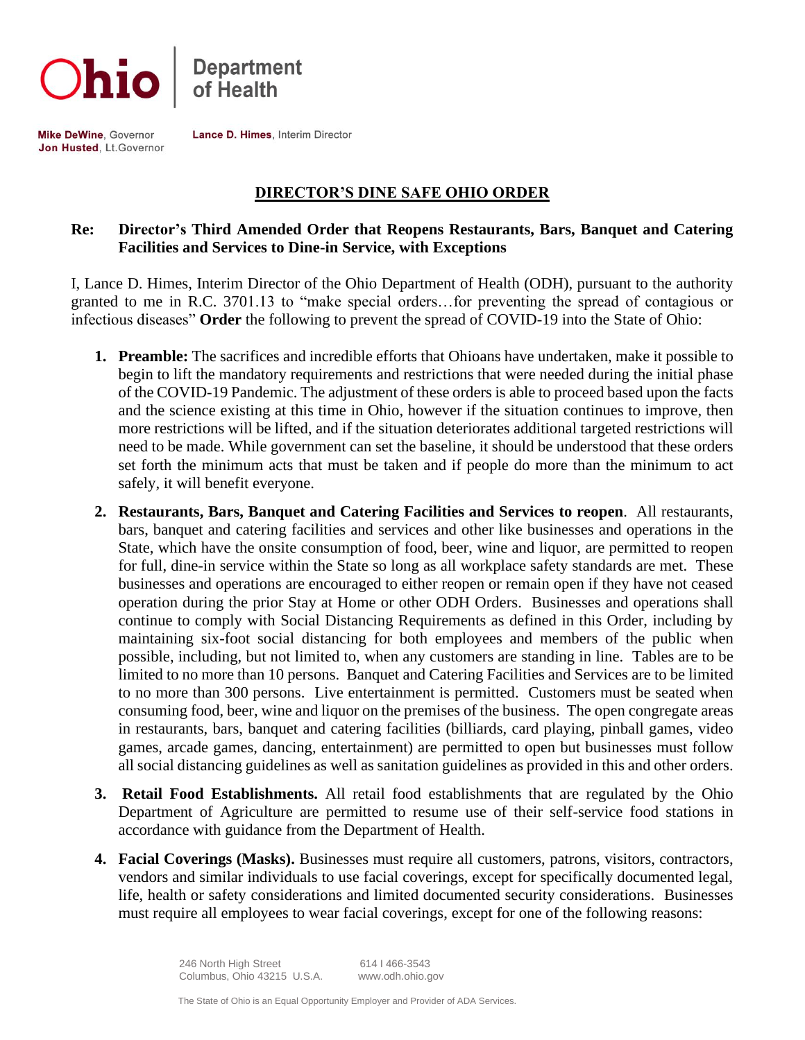Ohio | Department of Health

**Mike DeWine**, Governor
**Jon Husted**, Lt.Governor

**Lance D. Himes**, Interim Director

# DIRECTOR'S DINE SAFE OHIO ORDER

**Re: Director's Third Amended Order that Reopens Restaurants, Bars, Banquet and Catering Facilities and Services to Dine-in Service, with Exceptions**

I, Lance D. Himes, Interim Director of the Ohio Department of Health (ODH), pursuant to the authority granted to me in R.C. 3701.13 to "make special orders…for preventing the spread of contagious or infectious diseases" **Order** the following to prevent the spread of COVID-19 into the State of Ohio:

1. **Preamble:** The sacrifices and incredible efforts that Ohioans have undertaken, make it possible to begin to lift the mandatory requirements and restrictions that were needed during the initial phase of the COVID-19 Pandemic. The adjustment of these orders is able to proceed based upon the facts and the science existing at this time in Ohio, however if the situation continues to improve, then more restrictions will be lifted, and if the situation deteriorates additional targeted restrictions will need to be made. While government can set the baseline, it should be understood that these orders set forth the minimum acts that must be taken and if people do more than the minimum to act safely, it will benefit everyone.

2. **Restaurants, Bars, Banquet and Catering Facilities and Services to reopen**. All restaurants, bars, banquet and catering facilities and services and other like businesses and operations in the State, which have the onsite consumption of food, beer, wine and liquor, are permitted to reopen for full, dine-in service within the State so long as all workplace safety standards are met. These businesses and operations are encouraged to either reopen or remain open if they have not ceased operation during the prior Stay at Home or other ODH Orders. Businesses and operations shall continue to comply with Social Distancing Requirements as defined in this Order, including by maintaining six-foot social distancing for both employees and members of the public when possible, including, but not limited to, when any customers are standing in line. Tables are to be limited to no more than 10 persons. Banquet and Catering Facilities and Services are to be limited to no more than 300 persons. Live entertainment is permitted. Customers must be seated when consuming food, beer, wine and liquor on the premises of the business. The open congregate areas in restaurants, bars, banquet and catering facilities (billiards, card playing, pinball games, video games, arcade games, dancing, entertainment) are permitted to open but businesses must follow all social distancing guidelines as well as sanitation guidelines as provided in this and other orders.

3. **Retail Food Establishments.** All retail food establishments that are regulated by the Ohio Department of Agriculture are permitted to resume use of their self-service food stations in accordance with guidance from the Department of Health.

4. **Facial Coverings (Masks).** Businesses must require all customers, patrons, visitors, contractors, vendors and similar individuals to use facial coverings, except for specifically documented legal, life, health or safety considerations and limited documented security considerations. Businesses must require all employees to wear facial coverings, except for one of the following reasons:

246 North High Street
Columbus, Ohio 43215 U.S.A.

614 | 466-3543
www.odh.ohio.gov

The State of Ohio is an Equal Opportunity Employer and Provider of ADA Services.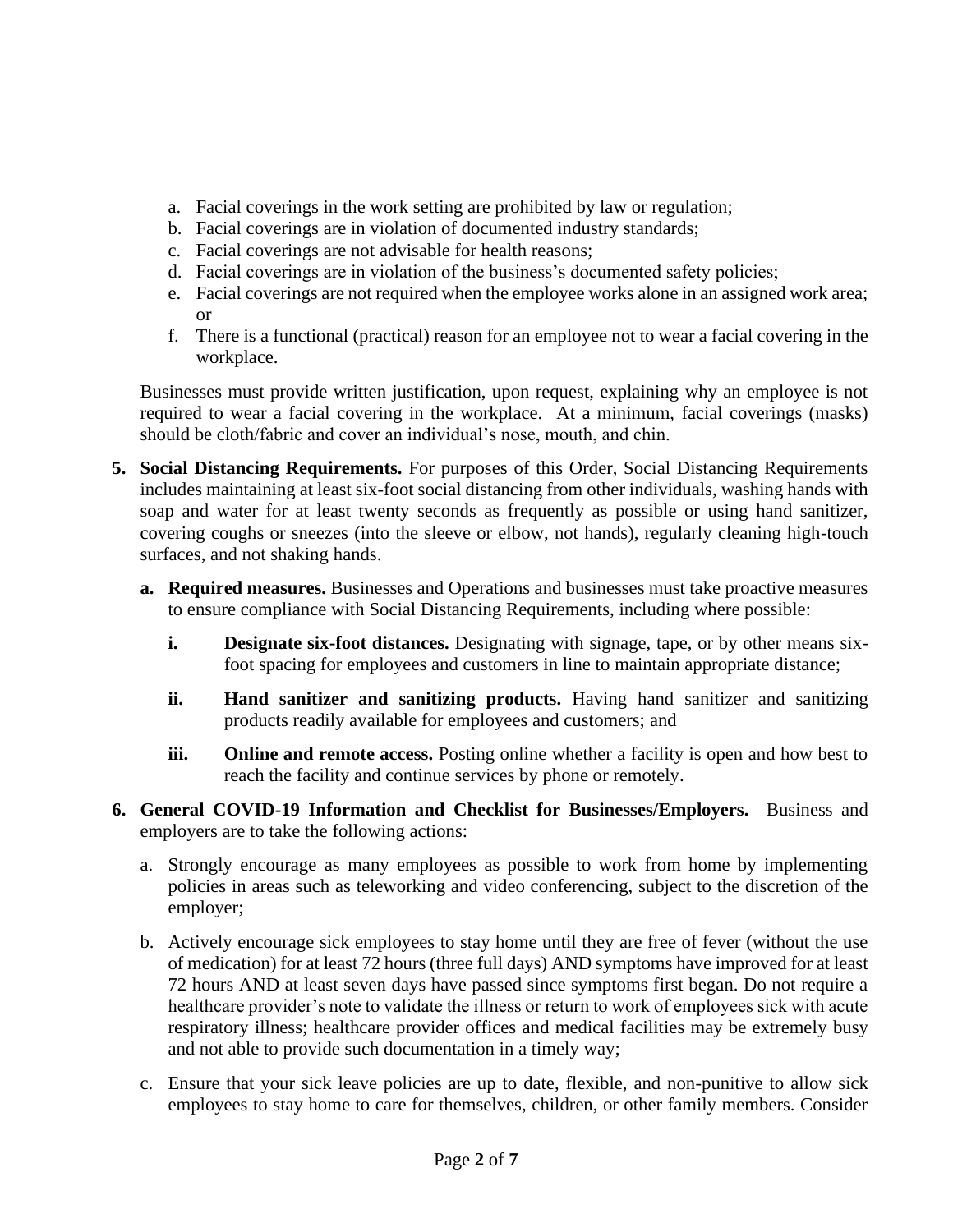a. Facial coverings in the work setting are prohibited by law or regulation;
b. Facial coverings are in violation of documented industry standards;
c. Facial coverings are not advisable for health reasons;
d. Facial coverings are in violation of the business's documented safety policies;
e. Facial coverings are not required when the employee works alone in an assigned work area; or
f. There is a functional (practical) reason for an employee not to wear a facial covering in the workplace.

Businesses must provide written justification, upon request, explaining why an employee is not required to wear a facial covering in the workplace. At a minimum, facial coverings (masks) should be cloth/fabric and cover an individual's nose, mouth, and chin.

5. **Social Distancing Requirements.** For purposes of this Order, Social Distancing Requirements includes maintaining at least six-foot social distancing from other individuals, washing hands with soap and water for at least twenty seconds as frequently as possible or using hand sanitizer, covering coughs or sneezes (into the sleeve or elbow, not hands), regularly cleaning high-touch surfaces, and not shaking hands.

   a. **Required measures.** Businesses and Operations and businesses must take proactive measures to ensure compliance with Social Distancing Requirements, including where possible:

      i. **Designate six-foot distances.** Designating with signage, tape, or by other means six-foot spacing for employees and customers in line to maintain appropriate distance;

      ii. **Hand sanitizer and sanitizing products.** Having hand sanitizer and sanitizing products readily available for employees and customers; and

      iii. **Online and remote access.** Posting online whether a facility is open and how best to reach the facility and continue services by phone or remotely.

6. **General COVID-19 Information and Checklist for Businesses/Employers.** Business and employers are to take the following actions:

   a. Strongly encourage as many employees as possible to work from home by implementing policies in areas such as teleworking and video conferencing, subject to the discretion of the employer;

   b. Actively encourage sick employees to stay home until they are free of fever (without the use of medication) for at least 72 hours (three full days) AND symptoms have improved for at least 72 hours AND at least seven days have passed since symptoms first began. Do not require a healthcare provider's note to validate the illness or return to work of employees sick with acute respiratory illness; healthcare provider offices and medical facilities may be extremely busy and not able to provide such documentation in a timely way;

   c. Ensure that your sick leave policies are up to date, flexible, and non-punitive to allow sick employees to stay home to care for themselves, children, or other family members. Consider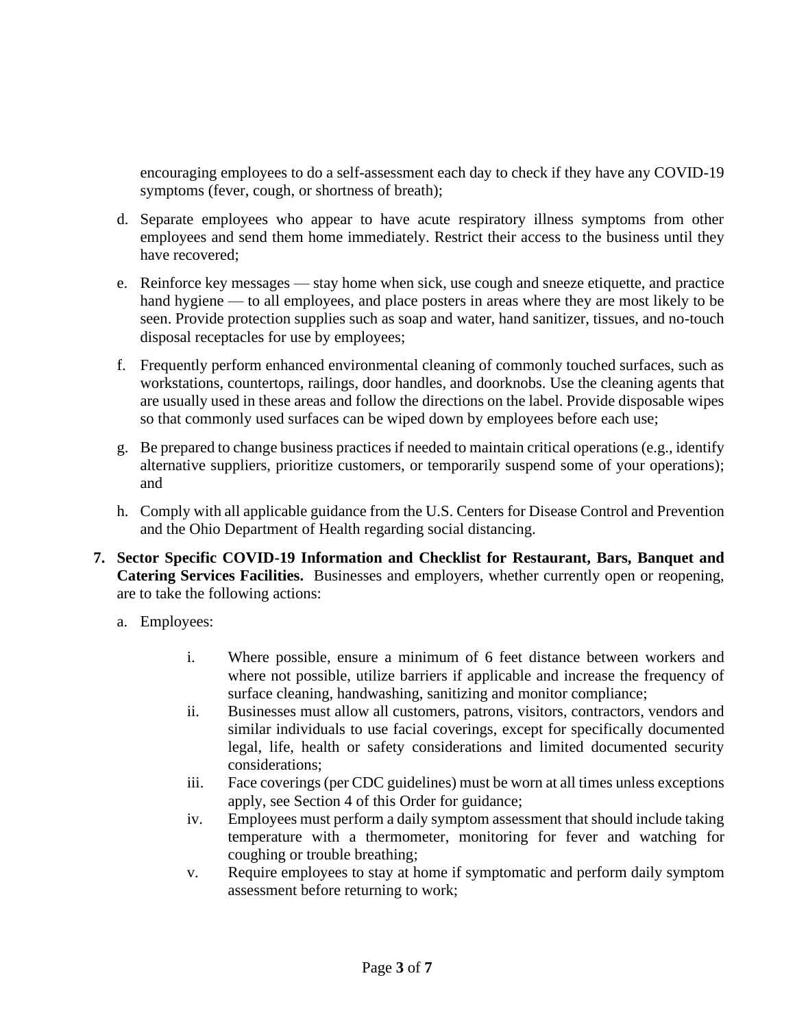encouraging employees to do a self-assessment each day to check if they have any COVID-19 symptoms (fever, cough, or shortness of breath);

d. Separate employees who appear to have acute respiratory illness symptoms from other employees and send them home immediately. Restrict their access to the business until they have recovered;

e. Reinforce key messages — stay home when sick, use cough and sneeze etiquette, and practice hand hygiene — to all employees, and place posters in areas where they are most likely to be seen. Provide protection supplies such as soap and water, hand sanitizer, tissues, and no-touch disposal receptacles for use by employees;

f. Frequently perform enhanced environmental cleaning of commonly touched surfaces, such as workstations, countertops, railings, door handles, and doorknobs. Use the cleaning agents that are usually used in these areas and follow the directions on the label. Provide disposable wipes so that commonly used surfaces can be wiped down by employees before each use;

g. Be prepared to change business practices if needed to maintain critical operations (e.g., identify alternative suppliers, prioritize customers, or temporarily suspend some of your operations); and

h. Comply with all applicable guidance from the U.S. Centers for Disease Control and Prevention and the Ohio Department of Health regarding social distancing.

**7. Sector Specific COVID-19 Information and Checklist for Restaurant, Bars, Banquet and Catering Services Facilities.** Businesses and employers, whether currently open or reopening, are to take the following actions:

a. Employees:

i. Where possible, ensure a minimum of 6 feet distance between workers and where not possible, utilize barriers if applicable and increase the frequency of surface cleaning, handwashing, sanitizing and monitor compliance;

ii. Businesses must allow all customers, patrons, visitors, contractors, vendors and similar individuals to use facial coverings, except for specifically documented legal, life, health or safety considerations and limited documented security considerations;

iii. Face coverings (per CDC guidelines) must be worn at all times unless exceptions apply, see Section 4 of this Order for guidance;

iv. Employees must perform a daily symptom assessment that should include taking temperature with a thermometer, monitoring for fever and watching for coughing or trouble breathing;

v. Require employees to stay at home if symptomatic and perform daily symptom assessment before returning to work;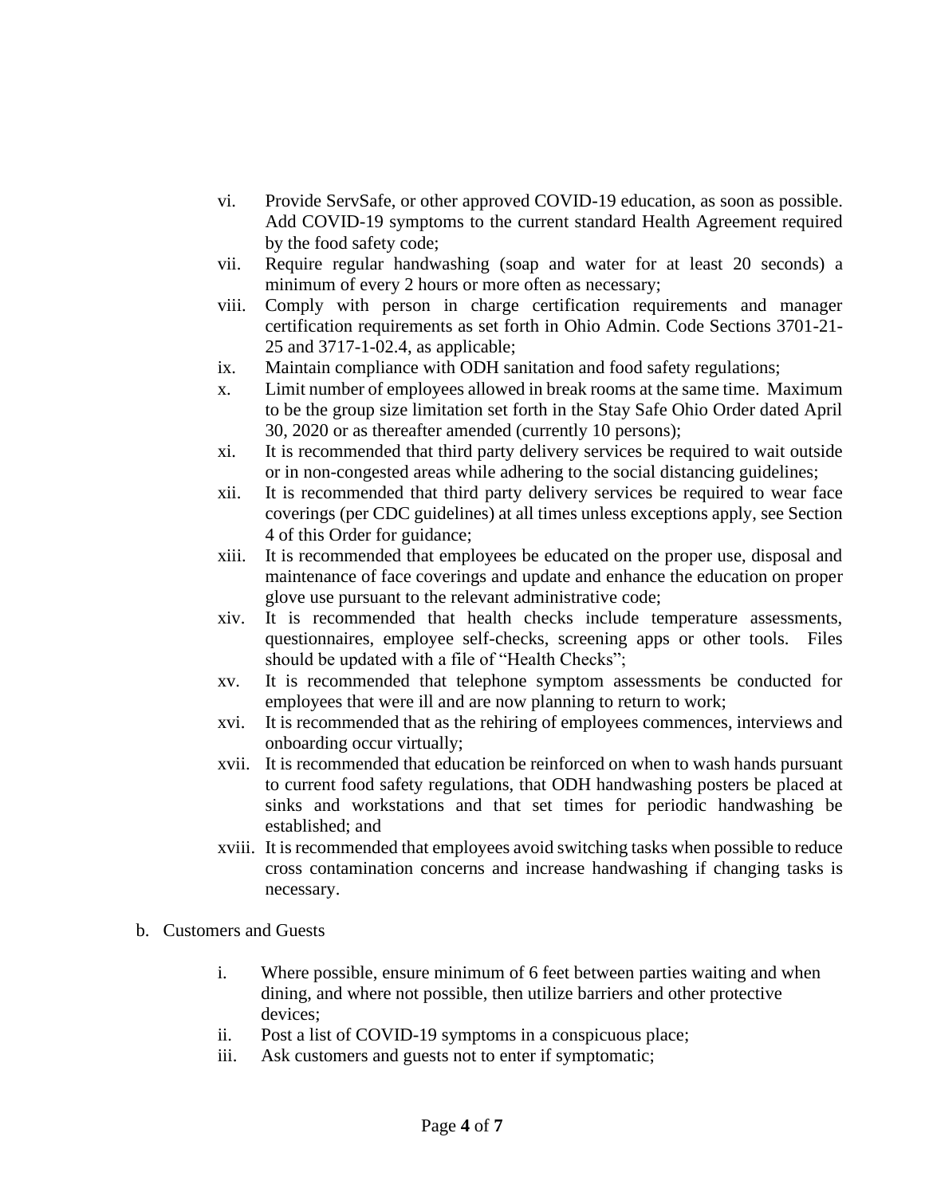vi. Provide ServSafe, or other approved COVID-19 education, as soon as possible. Add COVID-19 symptoms to the current standard Health Agreement required by the food safety code;

vii. Require regular handwashing (soap and water for at least 20 seconds) a minimum of every 2 hours or more often as necessary;

viii. Comply with person in charge certification requirements and manager certification requirements as set forth in Ohio Admin. Code Sections 3701-21-25 and 3717-1-02.4, as applicable;

ix. Maintain compliance with ODH sanitation and food safety regulations;

x. Limit number of employees allowed in break rooms at the same time. Maximum to be the group size limitation set forth in the Stay Safe Ohio Order dated April 30, 2020 or as thereafter amended (currently 10 persons);

xi. It is recommended that third party delivery services be required to wait outside or in non-congested areas while adhering to the social distancing guidelines;

xii. It is recommended that third party delivery services be required to wear face coverings (per CDC guidelines) at all times unless exceptions apply, see Section 4 of this Order for guidance;

xiii. It is recommended that employees be educated on the proper use, disposal and maintenance of face coverings and update and enhance the education on proper glove use pursuant to the relevant administrative code;

xiv. It is recommended that health checks include temperature assessments, questionnaires, employee self-checks, screening apps or other tools. Files should be updated with a file of "Health Checks";

xv. It is recommended that telephone symptom assessments be conducted for employees that were ill and are now planning to return to work;

xvi. It is recommended that as the rehiring of employees commences, interviews and onboarding occur virtually;

xvii. It is recommended that education be reinforced on when to wash hands pursuant to current food safety regulations, that ODH handwashing posters be placed at sinks and workstations and that set times for periodic handwashing be established; and

xviii. It is recommended that employees avoid switching tasks when possible to reduce cross contamination concerns and increase handwashing if changing tasks is necessary.

b. Customers and Guests

i. Where possible, ensure minimum of 6 feet between parties waiting and when dining, and where not possible, then utilize barriers and other protective devices;

ii. Post a list of COVID-19 symptoms in a conspicuous place;

iii. Ask customers and guests not to enter if symptomatic;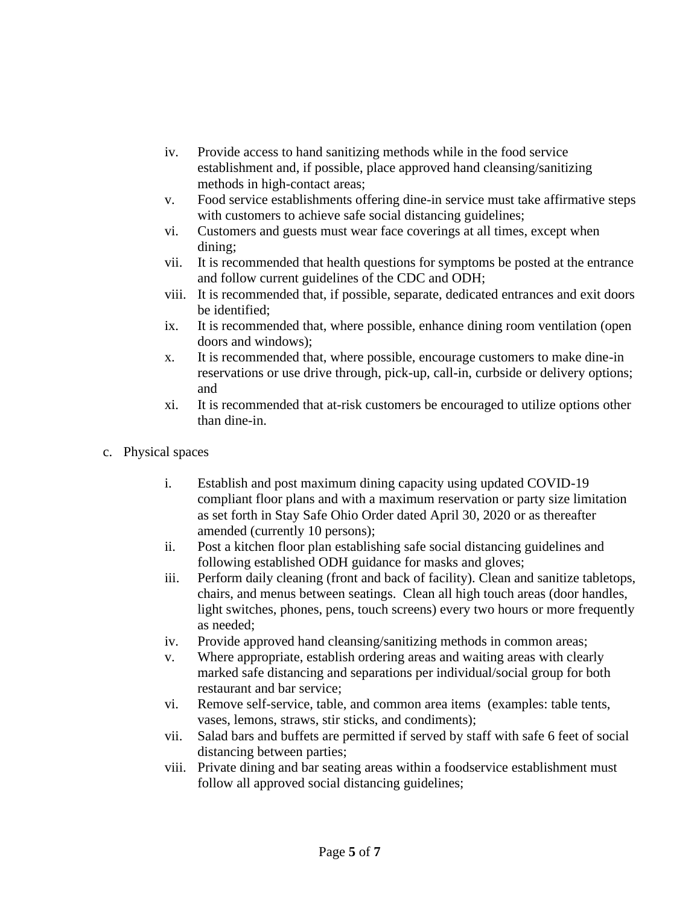iv. Provide access to hand sanitizing methods while in the food service establishment and, if possible, place approved hand cleansing/sanitizing methods in high-contact areas;

v. Food service establishments offering dine-in service must take affirmative steps with customers to achieve safe social distancing guidelines;

vi. Customers and guests must wear face coverings at all times, except when dining;

vii. It is recommended that health questions for symptoms be posted at the entrance and follow current guidelines of the CDC and ODH;

viii. It is recommended that, if possible, separate, dedicated entrances and exit doors be identified;

ix. It is recommended that, where possible, enhance dining room ventilation (open doors and windows);

x. It is recommended that, where possible, encourage customers to make dine-in reservations or use drive through, pick-up, call-in, curbside or delivery options; and

xi. It is recommended that at-risk customers be encouraged to utilize options other than dine-in.

c. Physical spaces

i. Establish and post maximum dining capacity using updated COVID-19 compliant floor plans and with a maximum reservation or party size limitation as set forth in Stay Safe Ohio Order dated April 30, 2020 or as thereafter amended (currently 10 persons);

ii. Post a kitchen floor plan establishing safe social distancing guidelines and following established ODH guidance for masks and gloves;

iii. Perform daily cleaning (front and back of facility). Clean and sanitize tabletops, chairs, and menus between seatings. Clean all high touch areas (door handles, light switches, phones, pens, touch screens) every two hours or more frequently as needed;

iv. Provide approved hand cleansing/sanitizing methods in common areas;

v. Where appropriate, establish ordering areas and waiting areas with clearly marked safe distancing and separations per individual/social group for both restaurant and bar service;

vi. Remove self-service, table, and common area items (examples: table tents, vases, lemons, straws, stir sticks, and condiments);

vii. Salad bars and buffets are permitted if served by staff with safe 6 feet of social distancing between parties;

viii. Private dining and bar seating areas within a foodservice establishment must follow all approved social distancing guidelines;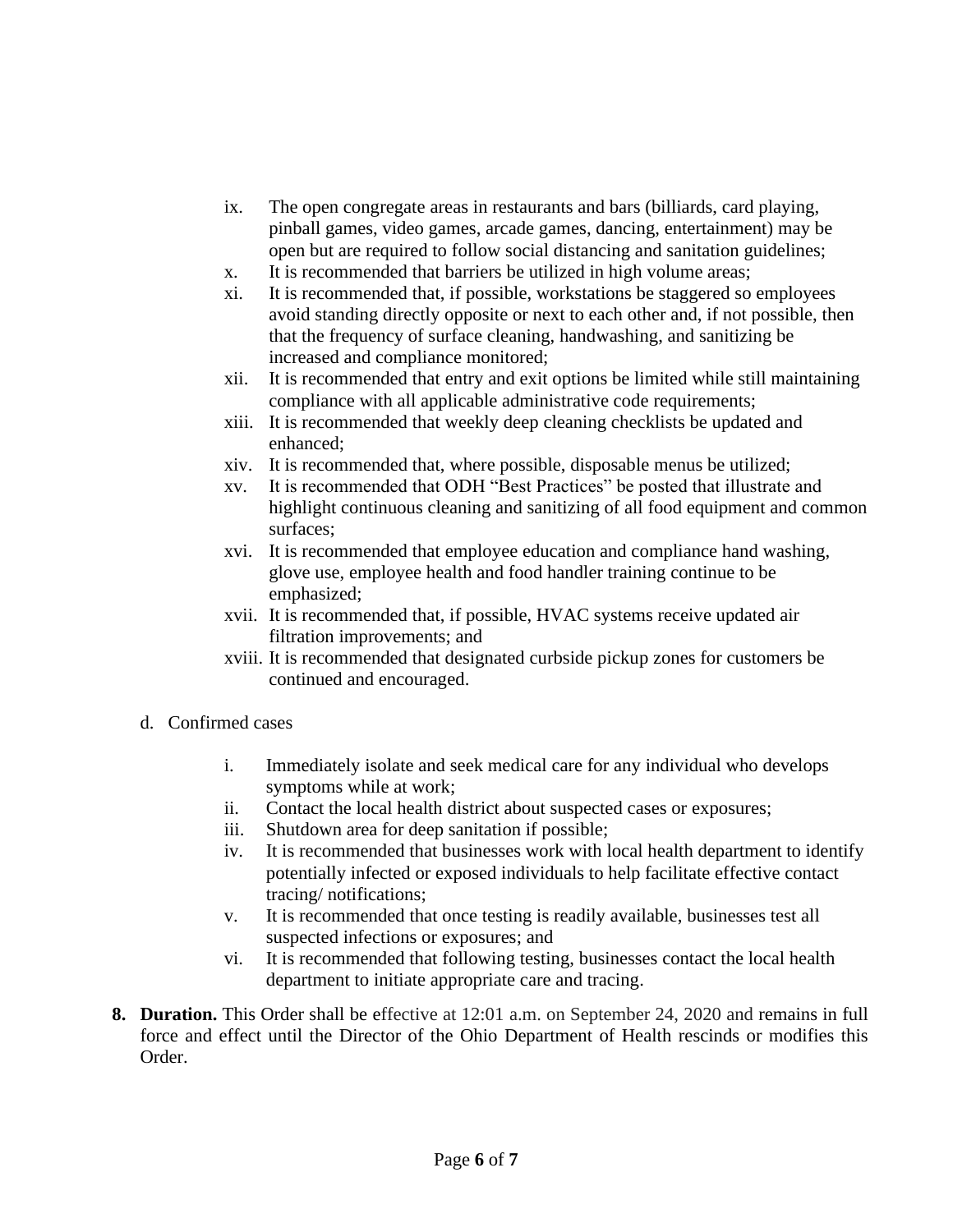ix. The open congregate areas in restaurants and bars (billiards, card playing, pinball games, video games, arcade games, dancing, entertainment) may be open but are required to follow social distancing and sanitation guidelines;

x. It is recommended that barriers be utilized in high volume areas;

xi. It is recommended that, if possible, workstations be staggered so employees avoid standing directly opposite or next to each other and, if not possible, then that the frequency of surface cleaning, handwashing, and sanitizing be increased and compliance monitored;

xii. It is recommended that entry and exit options be limited while still maintaining compliance with all applicable administrative code requirements;

xiii. It is recommended that weekly deep cleaning checklists be updated and enhanced;

xiv. It is recommended that, where possible, disposable menus be utilized;

xv. It is recommended that ODH "Best Practices" be posted that illustrate and highlight continuous cleaning and sanitizing of all food equipment and common surfaces;

xvi. It is recommended that employee education and compliance hand washing, glove use, employee health and food handler training continue to be emphasized;

xvii. It is recommended that, if possible, HVAC systems receive updated air filtration improvements; and

xviii. It is recommended that designated curbside pickup zones for customers be continued and encouraged.

d. Confirmed cases

i. Immediately isolate and seek medical care for any individual who develops symptoms while at work;

ii. Contact the local health district about suspected cases or exposures;

iii. Shutdown area for deep sanitation if possible;

iv. It is recommended that businesses work with local health department to identify potentially infected or exposed individuals to help facilitate effective contact tracing/ notifications;

v. It is recommended that once testing is readily available, businesses test all suspected infections or exposures; and

vi. It is recommended that following testing, businesses contact the local health department to initiate appropriate care and tracing.

**8. Duration.** This Order shall be effective at 12:01 a.m. on September 24, 2020 and remains in full force and effect until the Director of the Ohio Department of Health rescinds or modifies this Order.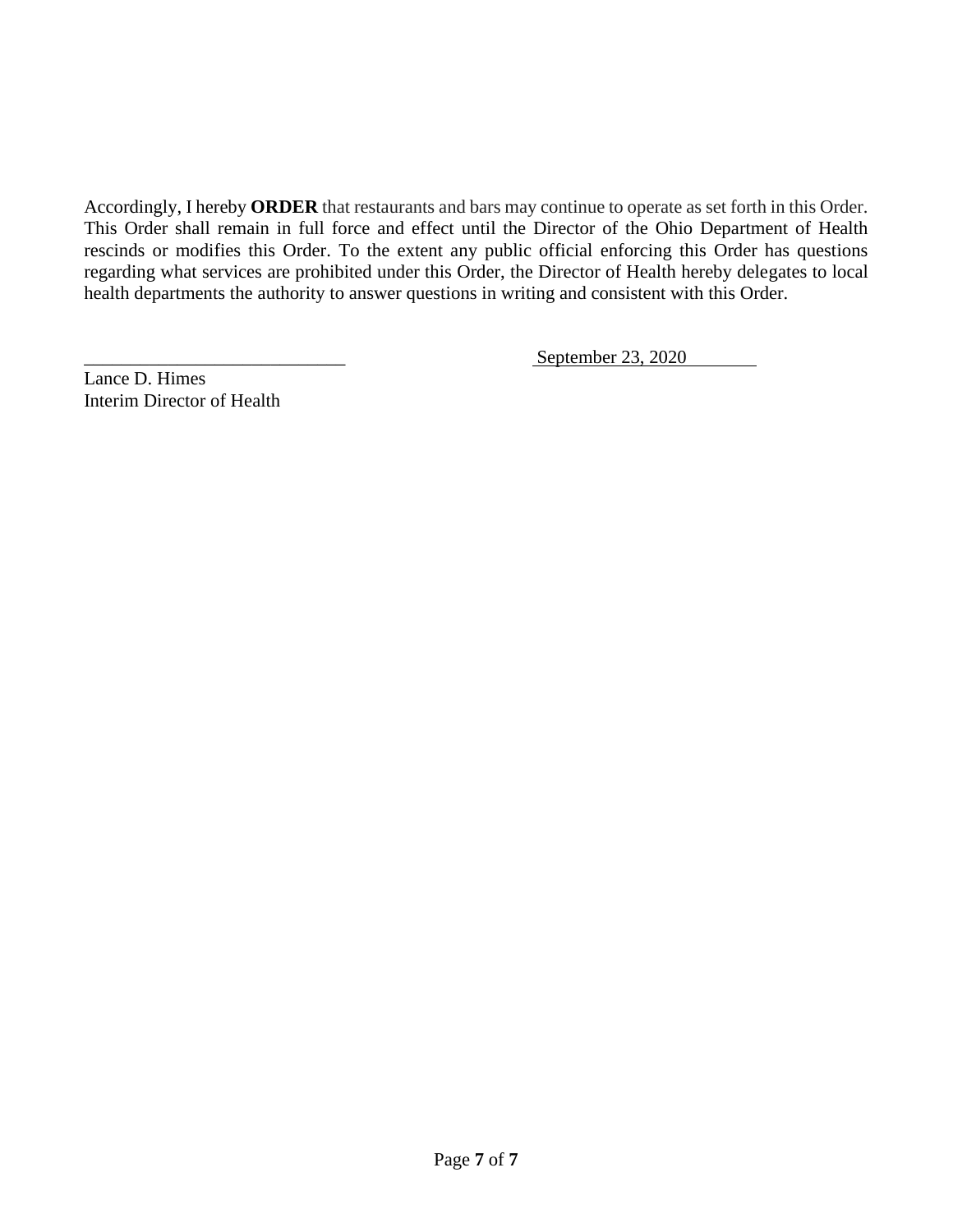Accordingly, I hereby **ORDER** that restaurants and bars may continue to operate as set forth in this Order. This Order shall remain in full force and effect until the Director of the Ohio Department of Health rescinds or modifies this Order. To the extent any public official enforcing this Order has questions regarding what services are prohibited under this Order, the Director of Health hereby delegates to local health departments the authority to answer questions in writing and consistent with this Order.

\_\_\_\_\_\_\_\_\_\_\_\_\_\_\_\_\_\_\_\_\_\_\_\_\_\_\_\_ September 23, 2020

Lance D. Himes
Interim Director of Health